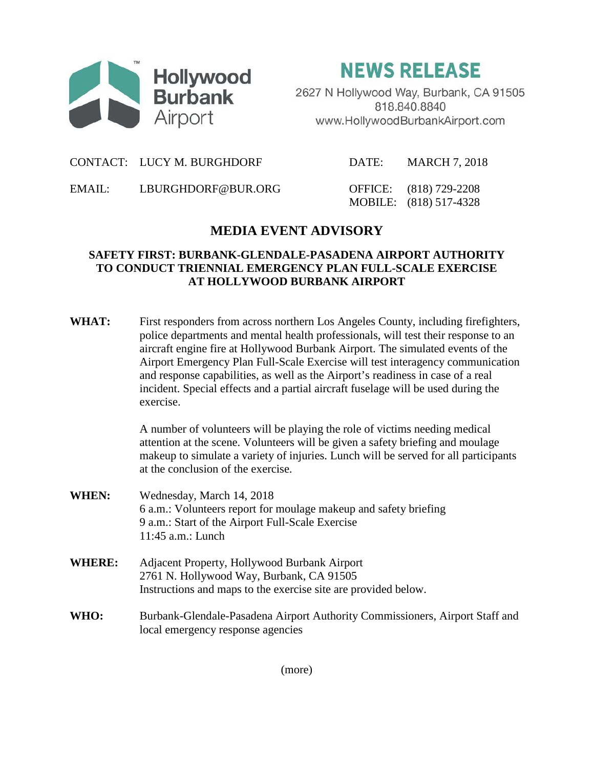Hollywood Burbank Airport

# NEWS RELEASE

2627 N Hollywood Way, Burbank, CA 91505
818.840.8840
www.HollywoodBurbankAirport.com

| | | | |
|---|---|---|---|
| CONTACT: | LUCY M. BURGHDORF | DATE: | MARCH 7, 2018 |
| EMAIL: | LBURGHDORF@BUR.ORG | OFFICE: | (818) 729-2208 |
| | | MOBILE: | (818) 517-4328 |

## MEDIA EVENT ADVISORY

### SAFETY FIRST: BURBANK-GLENDALE-PASADENA AIRPORT AUTHORITY TO CONDUCT TRIENNIAL EMERGENCY PLAN FULL-SCALE EXERCISE AT HOLLYWOOD BURBANK AIRPORT

**WHAT:** First responders from across northern Los Angeles County, including firefighters, police departments and mental health professionals, will test their response to an aircraft engine fire at Hollywood Burbank Airport. The simulated events of the Airport Emergency Plan Full-Scale Exercise will test interagency communication and response capabilities, as well as the Airport's readiness in case of a real incident. Special effects and a partial aircraft fuselage will be used during the exercise.

A number of volunteers will be playing the role of victims needing medical attention at the scene. Volunteers will be given a safety briefing and moulage makeup to simulate a variety of injuries. Lunch will be served for all participants at the conclusion of the exercise.

**WHEN:** Wednesday, March 14, 2018
6 a.m.: Volunteers report for moulage makeup and safety briefing
9 a.m.: Start of the Airport Full-Scale Exercise
11:45 a.m.: Lunch

**WHERE:** Adjacent Property, Hollywood Burbank Airport
2761 N. Hollywood Way, Burbank, CA 91505
Instructions and maps to the exercise site are provided below.

**WHO:** Burbank-Glendale-Pasadena Airport Authority Commissioners, Airport Staff and local emergency response agencies

(more)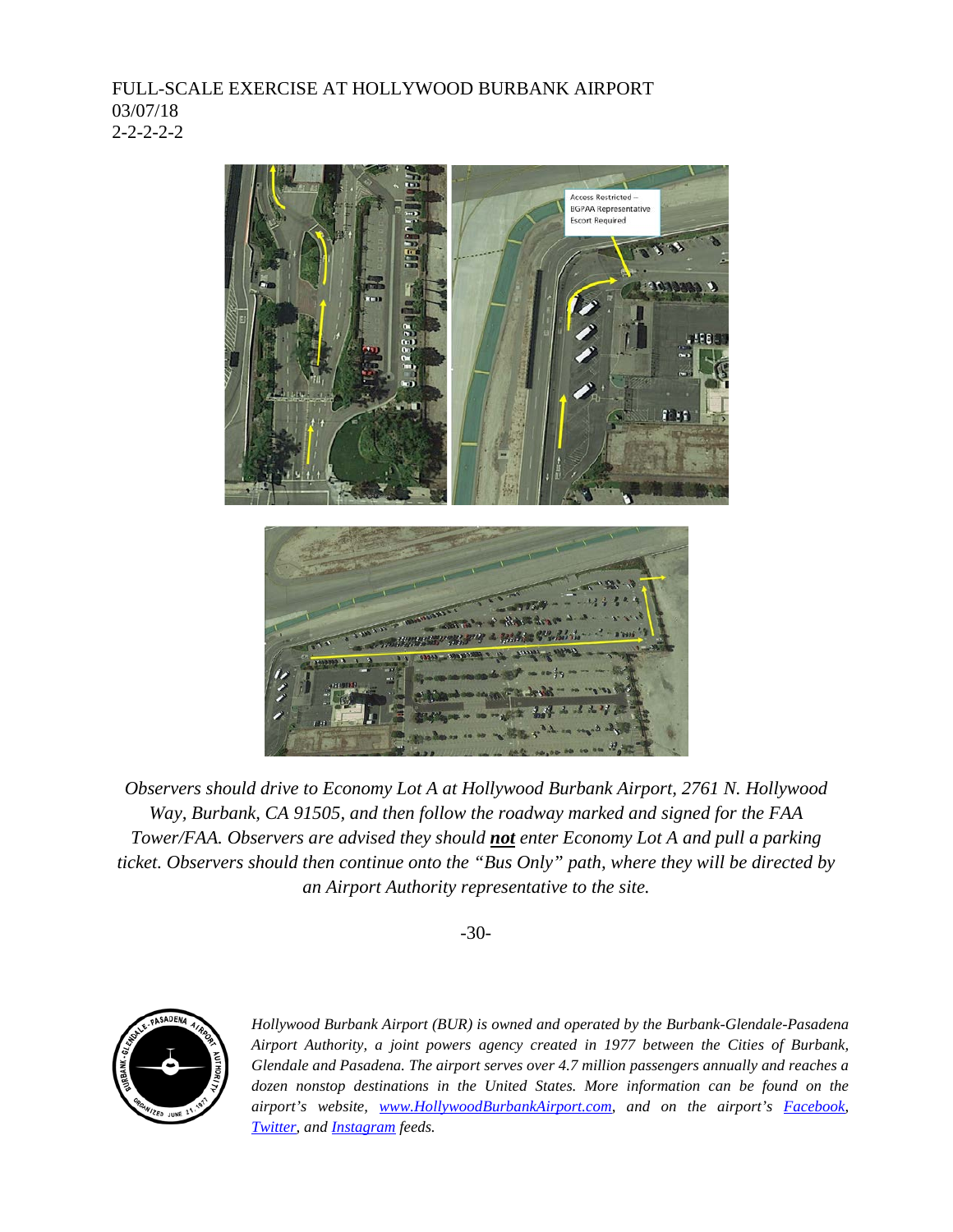FULL-SCALE EXERCISE AT HOLLYWOOD BURBANK AIRPORT
03/07/18
2-2-2-2-2

*Observers should drive to Economy Lot A at Hollywood Burbank Airport, 2761 N. Hollywood Way, Burbank, CA 91505, and then follow the roadway marked and signed for the FAA Tower/FAA. Observers are advised they should **not** enter Economy Lot A and pull a parking ticket. Observers should then continue onto the "Bus Only" path, where they will be directed by an Airport Authority representative to the site.*

-30-

*Hollywood Burbank Airport (BUR) is owned and operated by the Burbank-Glendale-Pasadena Airport Authority, a joint powers agency created in 1977 between the Cities of Burbank, Glendale and Pasadena. The airport serves over 4.7 million passengers annually and reaches a dozen nonstop destinations in the United States. More information can be found on the airport's website, www.HollywoodBurbankAirport.com, and on the airport's Facebook, Twitter, and Instagram feeds.*